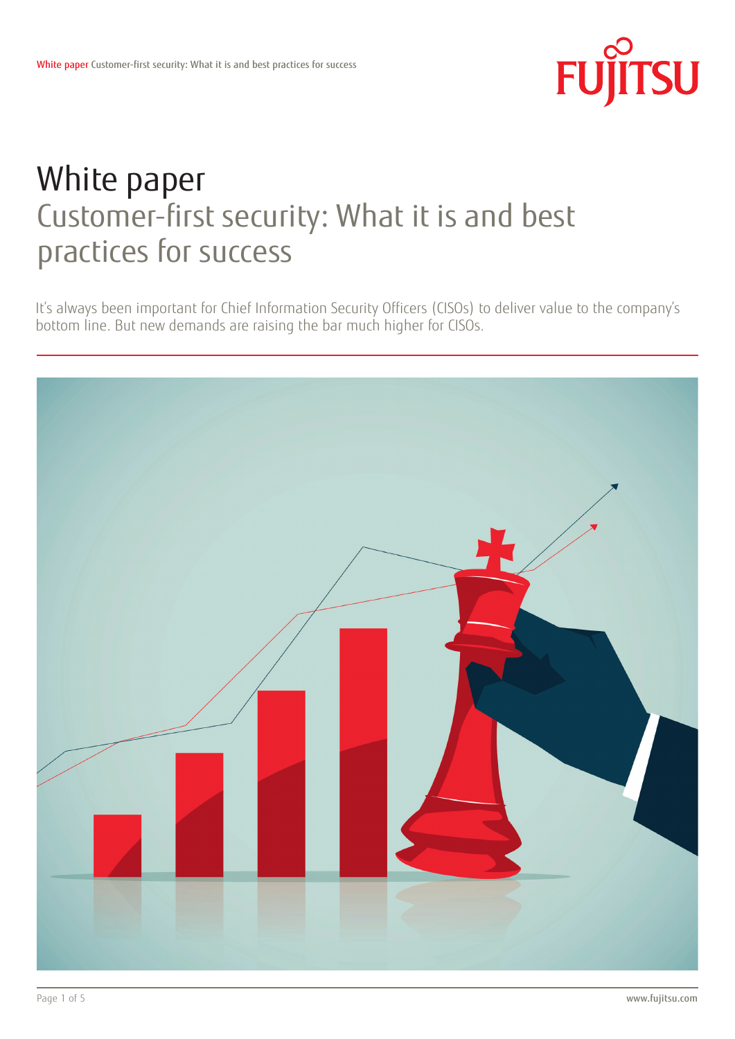# White paper

## Customer-first security: What it is and best practices for success

It's always been important for Chief Information Security Officers (CISOs) to deliver value to the company's bottom line. But new demands are raising the bar much higher for CISOs.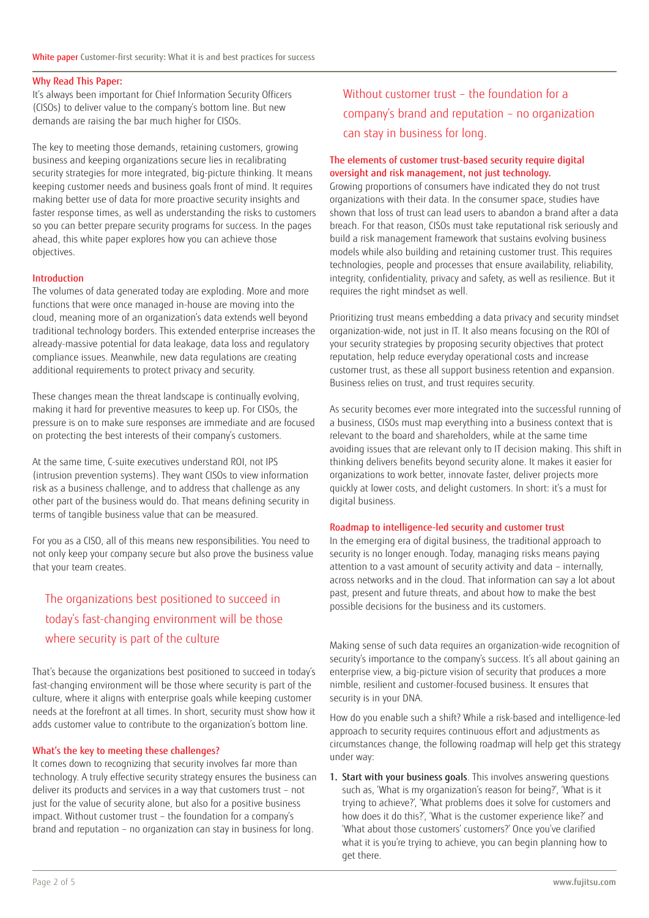## Why Read This Paper:

It's always been important for Chief Information Security Officers (CISOs) to deliver value to the company's bottom line. But new demands are raising the bar much higher for CISOs.

The key to meeting those demands, retaining customers, growing business and keeping organizations secure lies in recalibrating security strategies for more integrated, big-picture thinking. It means keeping customer needs and business goals front of mind. It requires making better use of data for more proactive security insights and faster response times, as well as understanding the risks to customers so you can better prepare security programs for success. In the pages ahead, this white paper explores how you can achieve those objectives.

## Introduction

The volumes of data generated today are exploding. More and more functions that were once managed in-house are moving into the cloud, meaning more of an organization's data extends well beyond traditional technology borders. This extended enterprise increases the already-massive potential for data leakage, data loss and regulatory compliance issues. Meanwhile, new data regulations are creating additional requirements to protect privacy and security.

These changes mean the threat landscape is continually evolving, making it hard for preventive measures to keep up. For CISOs, the pressure is on to make sure responses are immediate and are focused on protecting the best interests of their company's customers.

At the same time, C-suite executives understand ROI, not IPS (intrusion prevention systems). They want CISOs to view information risk as a business challenge, and to address that challenge as any other part of the business would do. That means defining security in terms of tangible business value that can be measured.

For you as a CISO, all of this means new responsibilities. You need to not only keep your company secure but also prove the business value that your team creates.

> The organizations best positioned to succeed in today's fast-changing environment will be those where security is part of the culture

That's because the organizations best positioned to succeed in today's fast-changing environment will be those where security is part of the culture, where it aligns with enterprise goals while keeping customer needs at the forefront at all times. In short, security must show how it adds customer value to contribute to the organization's bottom line.

## What's the key to meeting these challenges?

It comes down to recognizing that security involves far more than technology. A truly effective security strategy ensures the business can deliver its products and services in a way that customers trust – not just for the value of security alone, but also for a positive business impact. Without customer trust – the foundation for a company's brand and reputation – no organization can stay in business for long.

> Without customer trust – the foundation for a company's brand and reputation – no organization can stay in business for long.

## The elements of customer trust-based security require digital oversight and risk management, not just technology.

Growing proportions of consumers have indicated they do not trust organizations with their data. In the consumer space, studies have shown that loss of trust can lead users to abandon a brand after a data breach. For that reason, CISOs must take reputational risk seriously and build a risk management framework that sustains evolving business models while also building and retaining customer trust. This requires technologies, people and processes that ensure availability, reliability, integrity, confidentiality, privacy and safety, as well as resilience. But it requires the right mindset as well.

Prioritizing trust means embedding a data privacy and security mindset organization-wide, not just in IT. It also means focusing on the ROI of your security strategies by proposing security objectives that protect reputation, help reduce everyday operational costs and increase customer trust, as these all support business retention and expansion. Business relies on trust, and trust requires security.

As security becomes ever more integrated into the successful running of a business, CISOs must map everything into a business context that is relevant to the board and shareholders, while at the same time avoiding issues that are relevant only to IT decision making. This shift in thinking delivers benefits beyond security alone. It makes it easier for organizations to work better, innovate faster, deliver projects more quickly at lower costs, and delight customers. In short: it's a must for digital business.

## Roadmap to intelligence-led security and customer trust

In the emerging era of digital business, the traditional approach to security is no longer enough. Today, managing risks means paying attention to a vast amount of security activity and data – internally, across networks and in the cloud. That information can say a lot about past, present and future threats, and about how to make the best possible decisions for the business and its customers.

Making sense of such data requires an organization-wide recognition of security's importance to the company's success. It's all about gaining an enterprise view, a big-picture vision of security that produces a more nimble, resilient and customer-focused business. It ensures that security is in your DNA.

How do you enable such a shift? While a risk-based and intelligence-led approach to security requires continuous effort and adjustments as circumstances change, the following roadmap will help get this strategy under way:

1. **Start with your business goals**. This involves answering questions such as, 'What is my organization's reason for being?', 'What is it trying to achieve?', 'What problems does it solve for customers and how does it do this?', 'What is the customer experience like?' and 'What about those customers' customers?' Once you've clarified what it is you're trying to achieve, you can begin planning how to get there.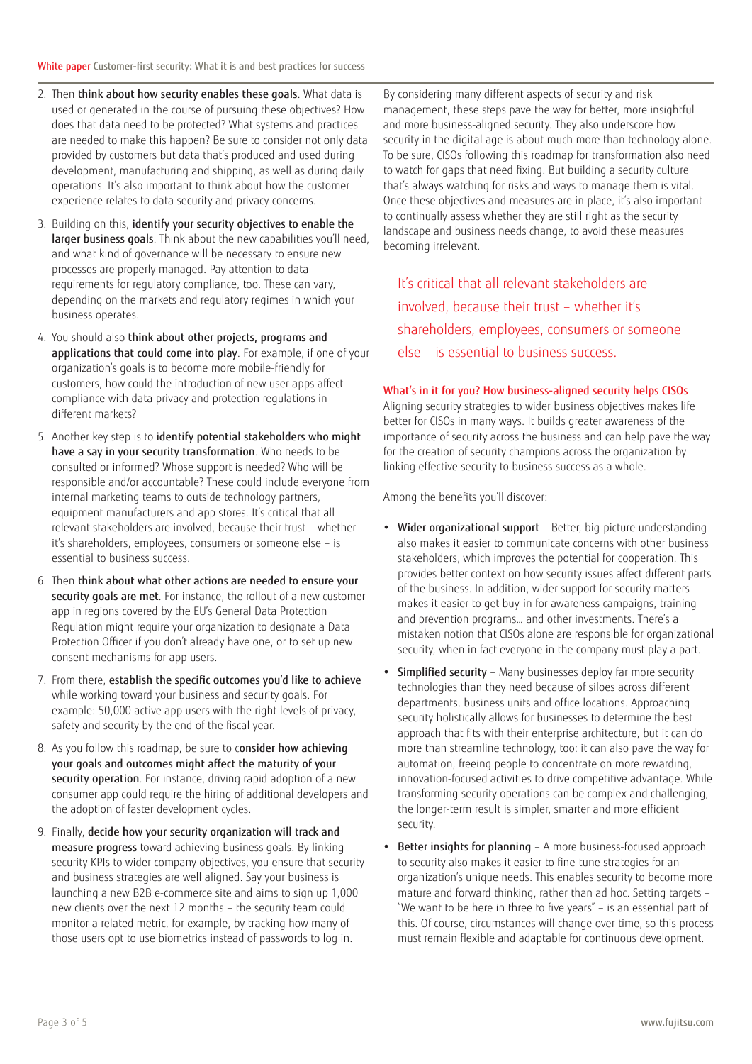2. Then **think about how security enables these goals**. What data is used or generated in the course of pursuing these objectives? How does that data need to be protected? What systems and practices are needed to make this happen? Be sure to consider not only data provided by customers but data that's produced and used during development, manufacturing and shipping, as well as during daily operations. It's also important to think about how the customer experience relates to data security and privacy concerns.

3. Building on this, **identify your security objectives to enable the larger business goals**. Think about the new capabilities you'll need, and what kind of governance will be necessary to ensure new processes are properly managed. Pay attention to data requirements for regulatory compliance, too. These can vary, depending on the markets and regulatory regimes in which your business operates.

4. You should also **think about other projects, programs and applications that could come into play**. For example, if one of your organization's goals is to become more mobile-friendly for customers, how could the introduction of new user apps affect compliance with data privacy and protection regulations in different markets?

5. Another key step is to **identify potential stakeholders who might have a say in your security transformation**. Who needs to be consulted or informed? Whose support is needed? Who will be responsible and/or accountable? These could include everyone from internal marketing teams to outside technology partners, equipment manufacturers and app stores. It's critical that all relevant stakeholders are involved, because their trust – whether it's shareholders, employees, consumers or someone else – is essential to business success.

6. Then **think about what other actions are needed to ensure your security goals are met**. For instance, the rollout of a new customer app in regions covered by the EU's General Data Protection Regulation might require your organization to designate a Data Protection Officer if you don't already have one, or to set up new consent mechanisms for app users.

7. From there, **establish the specific outcomes you'd like to achieve** while working toward your business and security goals. For example: 50,000 active app users with the right levels of privacy, safety and security by the end of the fiscal year.

8. As you follow this roadmap, be sure to c**onsider how achieving your goals and outcomes might affect the maturity of your security operation**. For instance, driving rapid adoption of a new consumer app could require the hiring of additional developers and the adoption of faster development cycles.

9. Finally, **decide how your security organization will track and measure progress** toward achieving business goals. By linking security KPIs to wider company objectives, you ensure that security and business strategies are well aligned. Say your business is launching a new B2B e-commerce site and aims to sign up 1,000 new clients over the next 12 months – the security team could monitor a related metric, for example, by tracking how many of those users opt to use biometrics instead of passwords to log in.

By considering many different aspects of security and risk management, these steps pave the way for better, more insightful and more business-aligned security. They also underscore how security in the digital age is about much more than technology alone. To be sure, CISOs following this roadmap for transformation also need to watch for gaps that need fixing. But building a security culture that's always watching for risks and ways to manage them is vital. Once these objectives and measures are in place, it's also important to continually assess whether they are still right as the security landscape and business needs change, to avoid these measures becoming irrelevant.

> It's critical that all relevant stakeholders are involved, because their trust – whether it's shareholders, employees, consumers or someone else – is essential to business success.

### What's in it for you? How business-aligned security helps CISOs

Aligning security strategies to wider business objectives makes life better for CISOs in many ways. It builds greater awareness of the importance of security across the business and can help pave the way for the creation of security champions across the organization by linking effective security to business success as a whole.

Among the benefits you'll discover:

- **Wider organizational support** – Better, big-picture understanding also makes it easier to communicate concerns with other business stakeholders, which improves the potential for cooperation. This provides better context on how security issues affect different parts of the business. In addition, wider support for security matters makes it easier to get buy-in for awareness campaigns, training and prevention programs… and other investments. There's a mistaken notion that CISOs alone are responsible for organizational security, when in fact everyone in the company must play a part.
- **Simplified security** – Many businesses deploy far more security technologies than they need because of siloes across different departments, business units and office locations. Approaching security holistically allows for businesses to determine the best approach that fits with their enterprise architecture, but it can do more than streamline technology, too: it can also pave the way for automation, freeing people to concentrate on more rewarding, innovation-focused activities to drive competitive advantage. While transforming security operations can be complex and challenging, the longer-term result is simpler, smarter and more efficient security.
- **Better insights for planning** – A more business-focused approach to security also makes it easier to fine-tune strategies for an organization's unique needs. This enables security to become more mature and forward thinking, rather than ad hoc. Setting targets – "We want to be here in three to five years" – is an essential part of this. Of course, circumstances will change over time, so this process must remain flexible and adaptable for continuous development.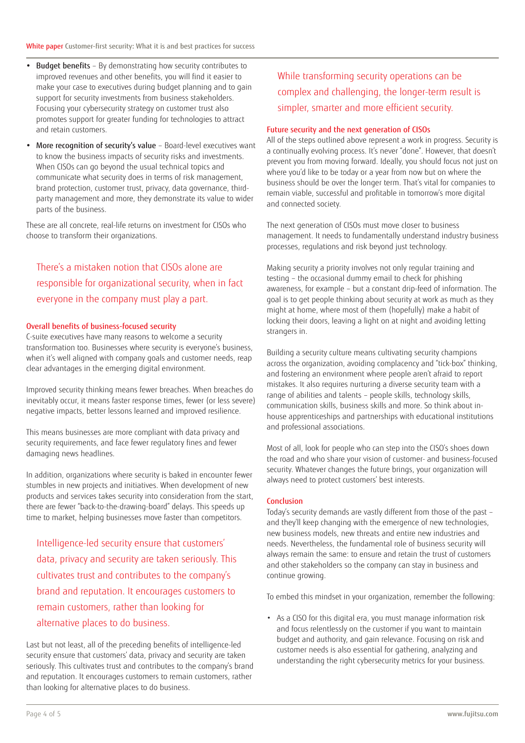- **Budget benefits** – By demonstrating how security contributes to improved revenues and other benefits, you will find it easier to make your case to executives during budget planning and to gain support for security investments from business stakeholders. Focusing your cybersecurity strategy on customer trust also promotes support for greater funding for technologies to attract and retain customers.
- **More recognition of security's value** – Board-level executives want to know the business impacts of security risks and investments. When CISOs can go beyond the usual technical topics and communicate what security does in terms of risk management, brand protection, customer trust, privacy, data governance, third-party management and more, they demonstrate its value to wider parts of the business.

These are all concrete, real-life returns on investment for CISOs who choose to transform their organizations.

> There's a mistaken notion that CISOs alone are responsible for organizational security, when in fact everyone in the company must play a part.

### Overall benefits of business-focused security

C-suite executives have many reasons to welcome a security transformation too. Businesses where security is everyone's business, when it's well aligned with company goals and customer needs, reap clear advantages in the emerging digital environment.

Improved security thinking means fewer breaches. When breaches do inevitably occur, it means faster response times, fewer (or less severe) negative impacts, better lessons learned and improved resilience.

This means businesses are more compliant with data privacy and security requirements, and face fewer regulatory fines and fewer damaging news headlines.

In addition, organizations where security is baked in encounter fewer stumbles in new projects and initiatives. When development of new products and services takes security into consideration from the start, there are fewer "back-to-the-drawing-board" delays. This speeds up time to market, helping businesses move faster than competitors.

> Intelligence-led security ensure that customers' data, privacy and security are taken seriously. This cultivates trust and contributes to the company's brand and reputation. It encourages customers to remain customers, rather than looking for alternative places to do business.

Last but not least, all of the preceding benefits of intelligence-led security ensure that customers' data, privacy and security are taken seriously. This cultivates trust and contributes to the company's brand and reputation. It encourages customers to remain customers, rather than looking for alternative places to do business.

> While transforming security operations can be complex and challenging, the longer-term result is simpler, smarter and more efficient security.

### Future security and the next generation of CISOs

All of the steps outlined above represent a work in progress. Security is a continually evolving process. It's never "done". However, that doesn't prevent you from moving forward. Ideally, you should focus not just on where you'd like to be today or a year from now but on where the business should be over the longer term. That's vital for companies to remain viable, successful and profitable in tomorrow's more digital and connected society.

The next generation of CISOs must move closer to business management. It needs to fundamentally understand industry business processes, regulations and risk beyond just technology.

Making security a priority involves not only regular training and testing – the occasional dummy email to check for phishing awareness, for example – but a constant drip-feed of information. The goal is to get people thinking about security at work as much as they might at home, where most of them (hopefully) make a habit of locking their doors, leaving a light on at night and avoiding letting strangers in.

Building a security culture means cultivating security champions across the organization, avoiding complacency and "tick-box" thinking, and fostering an environment where people aren't afraid to report mistakes. It also requires nurturing a diverse security team with a range of abilities and talents – people skills, technology skills, communication skills, business skills and more. So think about in-house apprenticeships and partnerships with educational institutions and professional associations.

Most of all, look for people who can step into the CISO's shoes down the road and who share your vision of customer- and business-focused security. Whatever changes the future brings, your organization will always need to protect customers' best interests.

### Conclusion

Today's security demands are vastly different from those of the past – and they'll keep changing with the emergence of new technologies, new business models, new threats and entire new industries and needs. Nevertheless, the fundamental role of business security will always remain the same: to ensure and retain the trust of customers and other stakeholders so the company can stay in business and continue growing.

To embed this mindset in your organization, remember the following:

- As a CISO for this digital era, you must manage information risk and focus relentlessly on the customer if you want to maintain budget and authority, and gain relevance. Focusing on risk and customer needs is also essential for gathering, analyzing and understanding the right cybersecurity metrics for your business.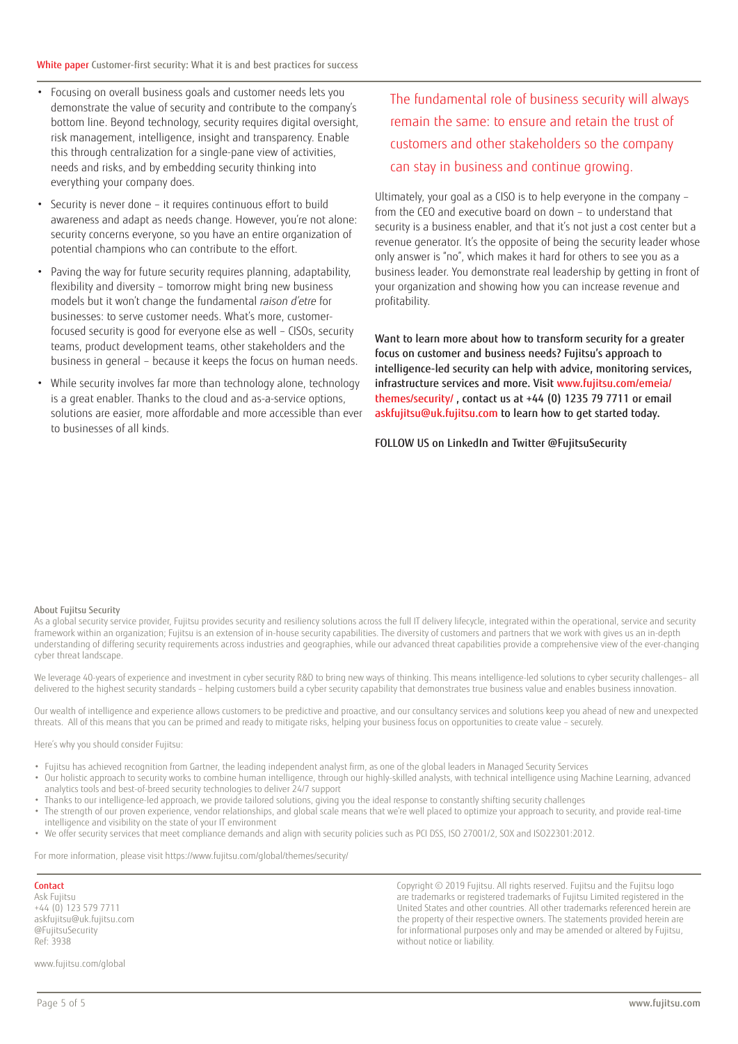- Focusing on overall business goals and customer needs lets you demonstrate the value of security and contribute to the company's bottom line. Beyond technology, security requires digital oversight, risk management, intelligence, insight and transparency. Enable this through centralization for a single-pane view of activities, needs and risks, and by embedding security thinking into everything your company does.
- Security is never done – it requires continuous effort to build awareness and adapt as needs change. However, you're not alone: security concerns everyone, so you have an entire organization of potential champions who can contribute to the effort.
- Paving the way for future security requires planning, adaptability, flexibility and diversity – tomorrow might bring new business models but it won't change the fundamental *raison d'etre* for businesses: to serve customer needs. What's more, customer-focused security is good for everyone else as well – CISOs, security teams, product development teams, other stakeholders and the business in general – because it keeps the focus on human needs.
- While security involves far more than technology alone, technology is a great enabler. Thanks to the cloud and as-a-service options, solutions are easier, more affordable and more accessible than ever to businesses of all kinds.

The fundamental role of business security will always remain the same: to ensure and retain the trust of customers and other stakeholders so the company can stay in business and continue growing.

Ultimately, your goal as a CISO is to help everyone in the company – from the CEO and executive board on down – to understand that security is a business enabler, and that it's not just a cost center but a revenue generator. It's the opposite of being the security leader whose only answer is "no", which makes it hard for others to see you as a business leader. You demonstrate real leadership by getting in front of your organization and showing how you can increase revenue and profitability.

**Want to learn more about how to transform security for a greater focus on customer and business needs? Fujitsu's approach to intelligence-led security can help with advice, monitoring services, infrastructure services and more. Visit www.fujitsu.com/emeia/themes/security/ , contact us at +44 (0) 1235 79 7711 or email askfujitsu@uk.fujitsu.com to learn how to get started today.**

FOLLOW US on LinkedIn and Twitter @FujitsuSecurity

**About Fujitsu Security**

As a global security service provider, Fujitsu provides security and resiliency solutions across the full IT delivery lifecycle, integrated within the operational, service and security framework within an organization; Fujitsu is an extension of in-house security capabilities. The diversity of customers and partners that we work with gives us an in-depth understanding of differing security requirements across industries and geographies, while our advanced threat capabilities provide a comprehensive view of the ever-changing cyber threat landscape.

We leverage 40-years of experience and investment in cyber security R&D to bring new ways of thinking. This means intelligence-led solutions to cyber security challenges– all delivered to the highest security standards – helping customers build a cyber security capability that demonstrates true business value and enables business innovation.

Our wealth of intelligence and experience allows customers to be predictive and proactive, and our consultancy services and solutions keep you ahead of new and unexpected threats. All of this means that you can be primed and ready to mitigate risks, helping your business focus on opportunities to create value – securely.

Here's why you should consider Fujitsu:

- Fujitsu has achieved recognition from Gartner, the leading independent analyst firm, as one of the global leaders in Managed Security Services
- Our holistic approach to security works to combine human intelligence, through our highly-skilled analysts, with technical intelligence using Machine Learning, advanced analytics tools and best-of-breed security technologies to deliver 24/7 support
- Thanks to our intelligence-led approach, we provide tailored solutions, giving you the ideal response to constantly shifting security challenges
- The strength of our proven experience, vendor relationships, and global scale means that we're well placed to optimize your approach to security, and provide real-time intelligence and visibility on the state of your IT environment
- We offer security services that meet compliance demands and align with security policies such as PCI DSS, ISO 27001/2, SOX and ISO22301:2012.

For more information, please visit https://www.fujitsu.com/global/themes/security/

**Contact**
Ask Fujitsu
+44 (0) 123 579 7711
askfujitsu@uk.fujitsu.com
@FujitsuSecurity
Ref: 3938

www.fujitsu.com/global

Copyright © 2019 Fujitsu. All rights reserved. Fujitsu and the Fujitsu logo are trademarks or registered trademarks of Fujitsu Limited registered in the United States and other countries. All other trademarks referenced herein are the property of their respective owners. The statements provided herein are for informational purposes only and may be amended or altered by Fujitsu, without notice or liability.